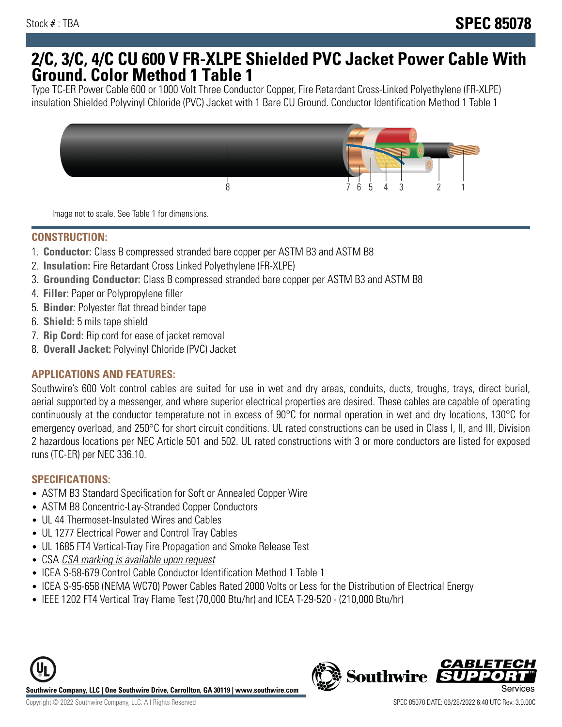Stock # : TBA

# SPEC 85078

# 2/C, 3/C, 4/C CU 600 V FR-XLPE Shielded PVC Jacket Power Cable With Ground. Color Method 1 Table 1

Type TC-ER Power Cable 600 or 1000 Volt Three Conductor Copper, Fire Retardant Cross-Linked Polyethylene (FR-XLPE) insulation Shielded Polyvinyl Chloride (PVC) Jacket with 1 Bare CU Ground. Conductor Identification Method 1 Table 1

Image not to scale. See Table 1 for dimensions.

## CONSTRUCTION:

1. **Conductor:** Class B compressed stranded bare copper per ASTM B3 and ASTM B8
2. **Insulation:** Fire Retardant Cross Linked Polyethylene (FR-XLPE)
3. **Grounding Conductor:** Class B compressed stranded bare copper per ASTM B3 and ASTM B8
4. **Filler:** Paper or Polypropylene filler
5. **Binder:** Polyester flat thread binder tape
6. **Shield:** 5 mils tape shield
7. **Rip Cord:** Rip cord for ease of jacket removal
8. **Overall Jacket:** Polyvinyl Chloride (PVC) Jacket

## APPLICATIONS AND FEATURES:

Southwire's 600 Volt control cables are suited for use in wet and dry areas, conduits, ducts, troughs, trays, direct burial, aerial supported by a messenger, and where superior electrical properties are desired. These cables are capable of operating continuously at the conductor temperature not in excess of 90°C for normal operation in wet and dry locations, 130°C for emergency overload, and 250°C for short circuit conditions. UL rated constructions can be used in Class I, II, and III, Division 2 hazardous locations per NEC Article 501 and 502. UL rated constructions with 3 or more conductors are listed for exposed runs (TC-ER) per NEC 336.10.

## SPECIFICATIONS:

- ASTM B3 Standard Specification for Soft or Annealed Copper Wire
- ASTM B8 Concentric-Lay-Stranded Copper Conductors
- UL 44 Thermoset-Insulated Wires and Cables
- UL 1277 Electrical Power and Control Tray Cables
- UL 1685 FT4 Vertical-Tray Fire Propagation and Smoke Release Test
- CSA *CSA marking is available upon request*
- ICEA S-58-679 Control Cable Conductor Identification Method 1 Table 1
- ICEA S-95-658 (NEMA WC70) Power Cables Rated 2000 Volts or Less for the Distribution of Electrical Energy
- IEEE 1202 FT4 Vertical Tray Flame Test (70,000 Btu/hr) and ICEA T-29-520 - (210,000 Btu/hr)

**Southwire Company, LLC | One Southwire Drive, Carrollton, GA 30119 | www.southwire.com**

Copyright © 2022 Southwire Company, LLC. All Rights Reserved

SPEC 85078 DATE: 06/28/2022 6:48 UTC Rev: 3.0.00C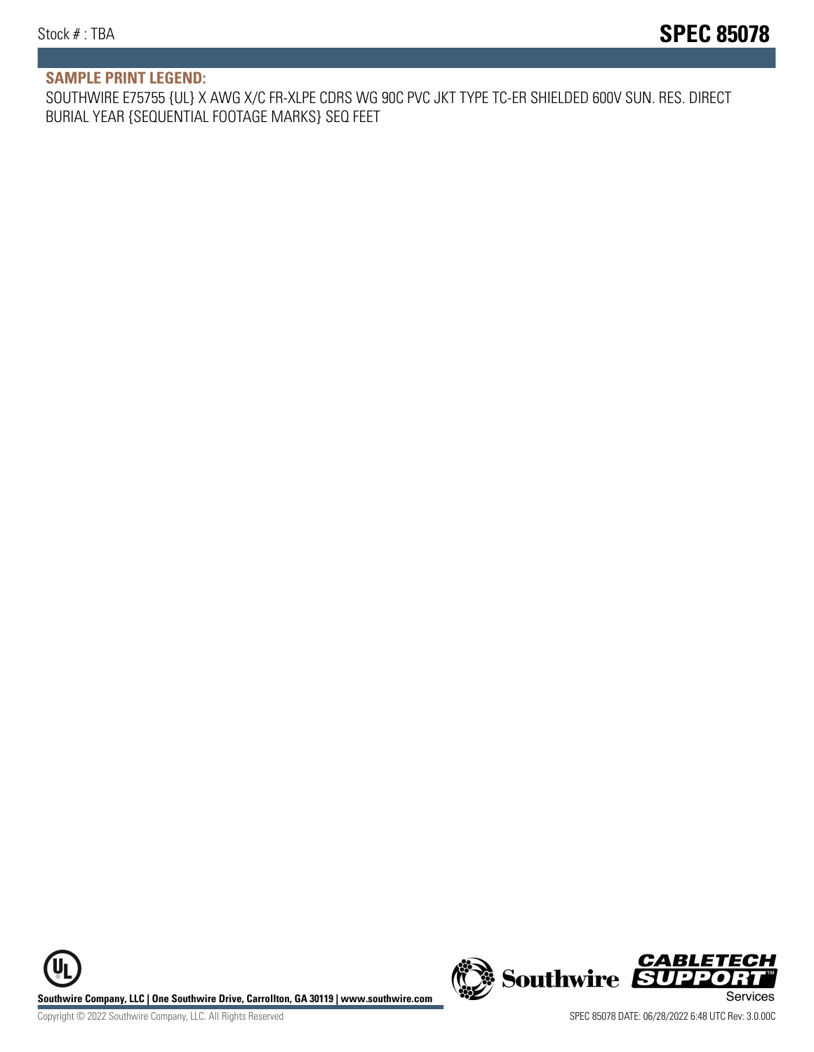## SAMPLE PRINT LEGEND:

SOUTHWIRE E75755 {UL} X AWG X/C FR-XLPE CDRS WG 90C PVC JKT TYPE TC-ER SHIELDED 600V SUN. RES. DIRECT BURIAL YEAR {SEQUENTIAL FOOTAGE MARKS} SEQ FEET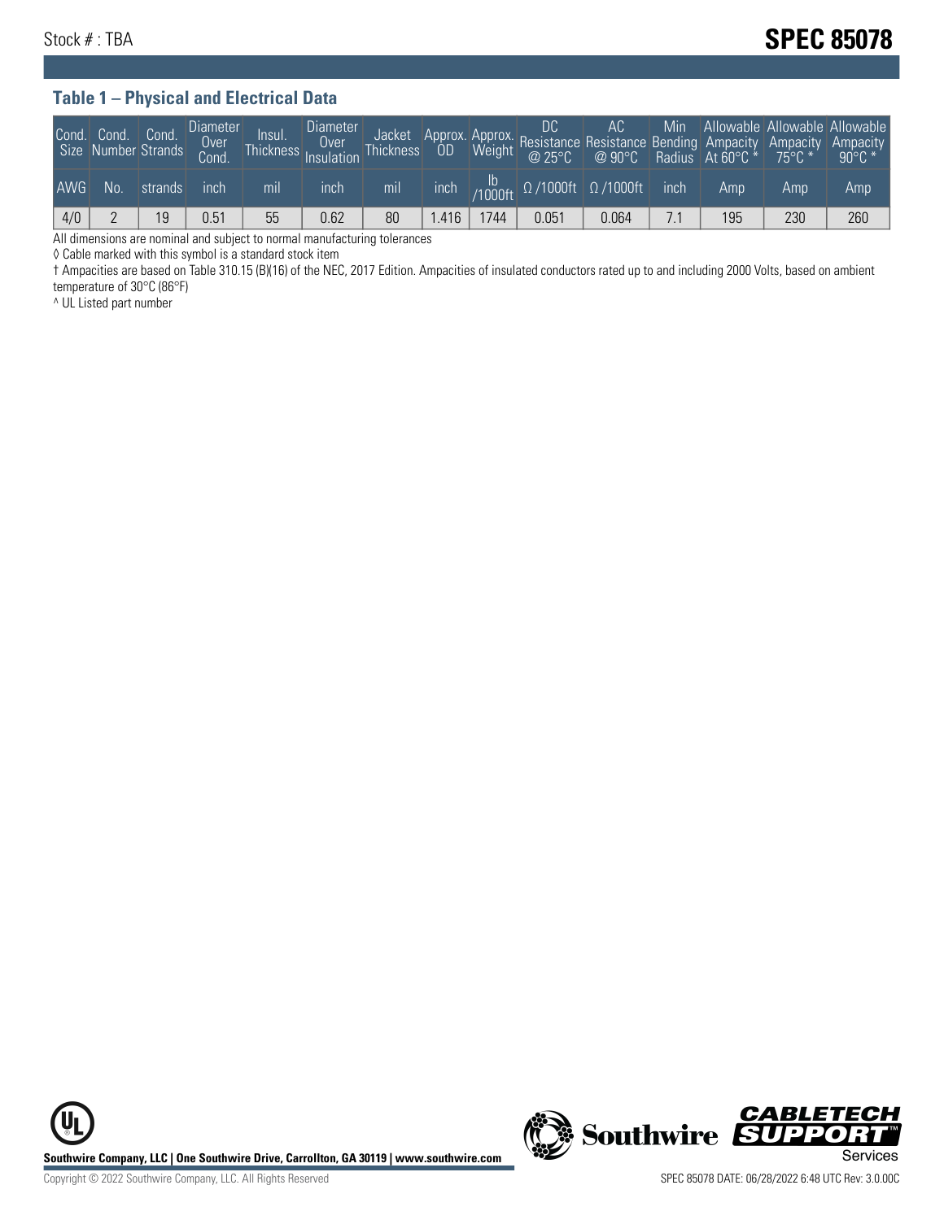Stock # : TBA

# SPEC 85078

### Table 1 – Physical and Electrical Data

| Cond. Size | Cond. Number | Cond. Strands | Diameter Over Cond. | Insul. Thickness | Diameter Over Insulation | Jacket Thickness | Approx. OD | Approx. Weight | DC Resistance @ 25°C | AC Resistance @ 90°C | Min Bending Radius | Allowable Ampacity At 60°C * | Allowable Ampacity 75°C * | Allowable Ampacity 90°C * |
|---|---|---|---|---|---|---|---|---|---|---|---|---|---|---|
| AWG | No. | strands | inch | mil | inch | mil | inch | lb /1000ft | Ω /1000ft | Ω /1000ft | inch | Amp | Amp | Amp |
| 4/0 | 2 | 19 | 0.51 | 55 | 0.62 | 80 | 1.416 | 1744 | 0.051 | 0.064 | 7.1 | 195 | 230 | 260 |

All dimensions are nominal and subject to normal manufacturing tolerances

◊ Cable marked with this symbol is a standard stock item

† Ampacities are based on Table 310.15 (B)(16) of the NEC, 2017 Edition. Ampacities of insulated conductors rated up to and including 2000 Volts, based on ambient temperature of 30°C (86°F)

^ UL Listed part number

**Southwire Company, LLC | One Southwire Drive, Carrollton, GA 30119 | www.southwire.com**

Copyright © 2022 Southwire Company, LLC. All Rights Reserved

SPEC 85078 DATE: 06/28/2022 6:48 UTC Rev: 3.0.00C